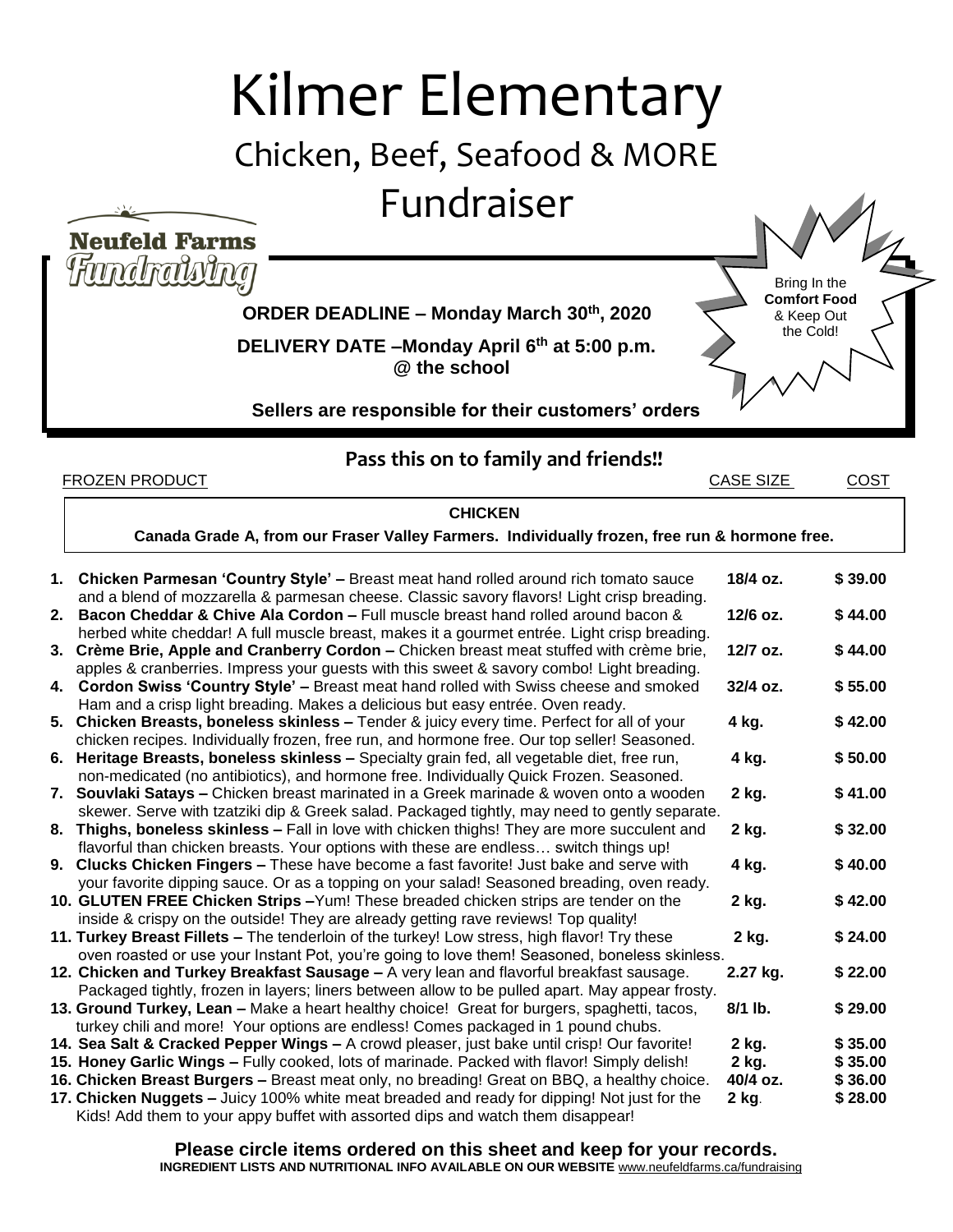# Kilmer Elementary

## Chicken, Beef, Seafood & MORE

## Fundraiser

Neufeld Farms Fundraising

**ORDER DEADLINE – Monday March 30th, 2020**

**DELIVERY DATE –Monday April 6th at 5:00 p.m. @ the school**

**Sellers are responsible for their customers' orders**

Bring In the **Comfort Food** & Keep Out the Cold!

**Pass this on to family and friends!!**

| FROZEN PRODUCT | CASE SIZE | COST |
|---|---|---|
| **CHICKEN** — **Canada Grade A, from our Fraser Valley Farmers. Individually frozen, free run & hormone free.** | | |
| **1. Chicken Parmesan 'Country Style' –** Breast meat hand rolled around rich tomato sauce and a blend of mozzarella & parmesan cheese. Classic savory flavors! Light crisp breading. | **18/4 oz.** | **$ 39.00** |
| **2. Bacon Cheddar & Chive Ala Cordon –** Full muscle breast hand rolled around bacon & herbed white cheddar! A full muscle breast, makes it a gourmet entrée. Light crisp breading. | **12/6 oz.** | **$ 44.00** |
| **3. Crème Brie, Apple and Cranberry Cordon –** Chicken breast meat stuffed with crème brie, apples & cranberries. Impress your guests with this sweet & savory combo! Light breading. | **12/7 oz.** | **$ 44.00** |
| **4. Cordon Swiss 'Country Style' –** Breast meat hand rolled with Swiss cheese and smoked Ham and a crisp light breading. Makes a delicious but easy entrée. Oven ready. | **32/4 oz.** | **$ 55.00** |
| **5. Chicken Breasts, boneless skinless –** Tender & juicy every time. Perfect for all of your chicken recipes. Individually frozen, free run, and hormone free. Our top seller! Seasoned. | **4 kg.** | **$ 42.00** |
| **6. Heritage Breasts, boneless skinless –** Specialty grain fed, all vegetable diet, free run, non-medicated (no antibiotics), and hormone free. Individually Quick Frozen. Seasoned. | **4 kg.** | **$ 50.00** |
| **7. Souvlaki Satays –** Chicken breast marinated in a Greek marinade & woven onto a wooden skewer. Serve with tzatziki dip & Greek salad. Packaged tightly, may need to gently separate. | **2 kg.** | **$ 41.00** |
| **8. Thighs, boneless skinless –** Fall in love with chicken thighs! They are more succulent and flavorful than chicken breasts. Your options with these are endless… switch things up! | **2 kg.** | **$ 32.00** |
| **9. Clucks Chicken Fingers –** These have become a fast favorite! Just bake and serve with your favorite dipping sauce. Or as a topping on your salad! Seasoned breading, oven ready. | **4 kg.** | **$ 40.00** |
| **10. GLUTEN FREE Chicken Strips –**Yum! These breaded chicken strips are tender on the inside & crispy on the outside! They are already getting rave reviews! Top quality! | **2 kg.** | **$ 42.00** |
| **11. Turkey Breast Fillets –** The tenderloin of the turkey! Low stress, high flavor! Try these oven roasted or use your Instant Pot, you're going to love them! Seasoned, boneless skinless. | **2 kg.** | **$ 24.00** |
| **12. Chicken and Turkey Breakfast Sausage –** A very lean and flavorful breakfast sausage. Packaged tightly, frozen in layers; liners between allow to be pulled apart. May appear frosty. | **2.27 kg.** | **$ 22.00** |
| **13. Ground Turkey, Lean –** Make a heart healthy choice! Great for burgers, spaghetti, tacos, turkey chili and more! Your options are endless! Comes packaged in 1 pound chubs. | **8/1 lb.** | **$ 29.00** |
| **14. Sea Salt & Cracked Pepper Wings –** A crowd pleaser, just bake until crisp! Our favorite! | **2 kg.** | **$ 35.00** |
| **15. Honey Garlic Wings –** Fully cooked, lots of marinade. Packed with flavor! Simply delish! | **2 kg.** | **$ 35.00** |
| **16. Chicken Breast Burgers –** Breast meat only, no breading! Great on BBQ, a healthy choice. | **40/4 oz.** | **$ 36.00** |
| **17. Chicken Nuggets –** Juicy 100% white meat breaded and ready for dipping! Not just for the Kids! Add them to your appy buffet with assorted dips and watch them disappear! | **2 kg**. | **$ 28.00** |

**Please circle items ordered on this sheet and keep for your records.**

**INGREDIENT LISTS AND NUTRITIONAL INFO AVAILABLE ON OUR WEBSITE** www.neufeldfarms.ca/fundraising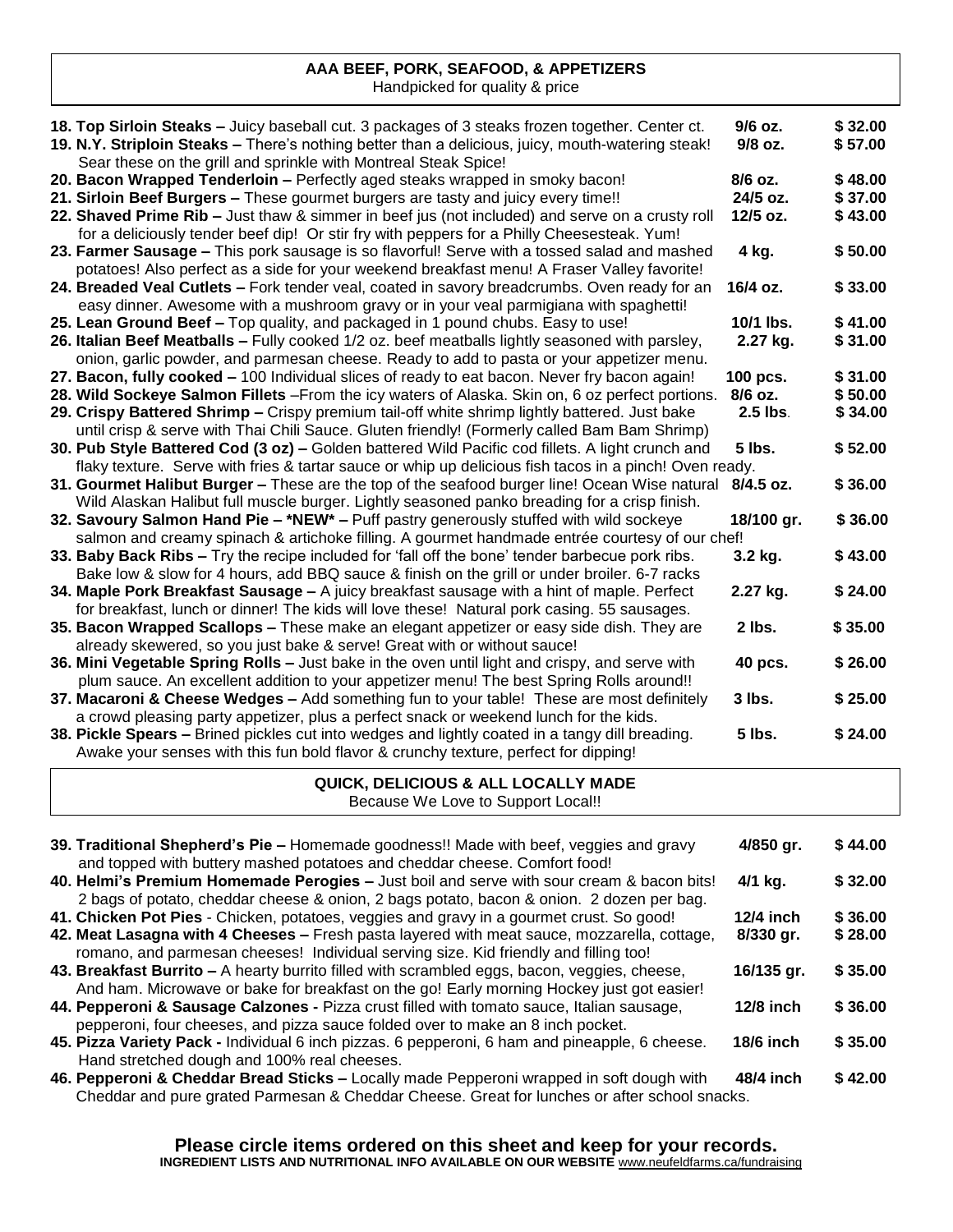## AAA BEEF, PORK, SEAFOOD, & APPETIZERS

Handpicked for quality & price

| Item | Size | Price |
|---|---|---|
| **18. Top Sirloin Steaks –** Juicy baseball cut. 3 packages of 3 steaks frozen together. Center ct. | **9/6 oz.** | **$ 32.00** |
| **19. N.Y. Striploin Steaks –** There's nothing better than a delicious, juicy, mouth-watering steak! Sear these on the grill and sprinkle with Montreal Steak Spice! | **9/8 oz.** | **$ 57.00** |
| **20. Bacon Wrapped Tenderloin –** Perfectly aged steaks wrapped in smoky bacon! | **8/6 oz.** | **$ 48.00** |
| **21. Sirloin Beef Burgers –** These gourmet burgers are tasty and juicy every time!! | **24/5 oz.** | **$ 37.00** |
| **22. Shaved Prime Rib –** Just thaw & simmer in beef jus (not included) and serve on a crusty roll for a deliciously tender beef dip! Or stir fry with peppers for a Philly Cheesesteak. Yum! | **12/5 oz.** | **$ 43.00** |
| **23. Farmer Sausage –** This pork sausage is so flavorful! Serve with a tossed salad and mashed potatoes! Also perfect as a side for your weekend breakfast menu! A Fraser Valley favorite! | **4 kg.** | **$ 50.00** |
| **24. Breaded Veal Cutlets –** Fork tender veal, coated in savory breadcrumbs. Oven ready for an easy dinner. Awesome with a mushroom gravy or in your veal parmigiana with spaghetti! | **16/4 oz.** | **$ 33.00** |
| **25. Lean Ground Beef –** Top quality, and packaged in 1 pound chubs. Easy to use! | **10/1 lbs.** | **$ 41.00** |
| **26. Italian Beef Meatballs –** Fully cooked 1/2 oz. beef meatballs lightly seasoned with parsley, onion, garlic powder, and parmesan cheese. Ready to add to pasta or your appetizer menu. | **2.27 kg.** | **$ 31.00** |
| **27. Bacon, fully cooked –** 100 Individual slices of ready to eat bacon. Never fry bacon again! | **100 pcs.** | **$ 31.00** |
| **28. Wild Sockeye Salmon Fillets** –From the icy waters of Alaska. Skin on, 6 oz perfect portions. | **8/6 oz.** | **$ 50.00** |
| **29. Crispy Battered Shrimp –** Crispy premium tail-off white shrimp lightly battered. Just bake until crisp & serve with Thai Chili Sauce. Gluten friendly! (Formerly called Bam Bam Shrimp) | **2.5 lbs**. | **$ 34.00** |
| **30. Pub Style Battered Cod (3 oz) –** Golden battered Wild Pacific cod fillets. A light crunch and flaky texture. Serve with fries & tartar sauce or whip up delicious fish tacos in a pinch! Oven ready. | **5 lbs.** | **$ 52.00** |
| **31. Gourmet Halibut Burger –** These are the top of the seafood burger line! Ocean Wise natural Wild Alaskan Halibut full muscle burger. Lightly seasoned panko breading for a crisp finish. | **8/4.5 oz.** | **$ 36.00** |
| **32. Savoury Salmon Hand Pie – \*NEW\* –** Puff pastry generously stuffed with wild sockeye salmon and creamy spinach & artichoke filling. A gourmet handmade entrée courtesy of our chef! | **18/100 gr.** | **$ 36.00** |
| **33. Baby Back Ribs –** Try the recipe included for 'fall off the bone' tender barbecue pork ribs. Bake low & slow for 4 hours, add BBQ sauce & finish on the grill or under broiler. 6-7 racks | **3.2 kg.** | **$ 43.00** |
| **34. Maple Pork Breakfast Sausage –** A juicy breakfast sausage with a hint of maple. Perfect for breakfast, lunch or dinner! The kids will love these! Natural pork casing. 55 sausages. | **2.27 kg.** | **$ 24.00** |
| **35. Bacon Wrapped Scallops –** These make an elegant appetizer or easy side dish. They are already skewered, so you just bake & serve! Great with or without sauce! | **2 lbs.** | **$ 35.00** |
| **36. Mini Vegetable Spring Rolls –** Just bake in the oven until light and crispy, and serve with plum sauce. An excellent addition to your appetizer menu! The best Spring Rolls around!! | **40 pcs.** | **$ 26.00** |
| **37. Macaroni & Cheese Wedges –** Add something fun to your table! These are most definitely a crowd pleasing party appetizer, plus a perfect snack or weekend lunch for the kids. | **3 lbs.** | **$ 25.00** |
| **38. Pickle Spears –** Brined pickles cut into wedges and lightly coated in a tangy dill breading. Awake your senses with this fun bold flavor & crunchy texture, perfect for dipping! | **5 lbs.** | **$ 24.00** |

## QUICK, DELICIOUS & ALL LOCALLY MADE

Because We Love to Support Local!!

| Item | Size | Price |
|---|---|---|
| **39. Traditional Shepherd's Pie –** Homemade goodness!! Made with beef, veggies and gravy and topped with buttery mashed potatoes and cheddar cheese. Comfort food! | **4/850 gr.** | **$ 44.00** |
| **40. Helmi's Premium Homemade Perogies –** Just boil and serve with sour cream & bacon bits! 2 bags of potato, cheddar cheese & onion, 2 bags potato, bacon & onion. 2 dozen per bag. | **4/1 kg.** | **$ 32.00** |
| **41. Chicken Pot Pies** - Chicken, potatoes, veggies and gravy in a gourmet crust. So good! | **12/4 inch** | **$ 36.00** |
| **42. Meat Lasagna with 4 Cheeses –** Fresh pasta layered with meat sauce, mozzarella, cottage, romano, and parmesan cheeses! Individual serving size. Kid friendly and filling too! | **8/330 gr.** | **$ 28.00** |
| **43. Breakfast Burrito –** A hearty burrito filled with scrambled eggs, bacon, veggies, cheese, And ham. Microwave or bake for breakfast on the go! Early morning Hockey just got easier! | **16/135 gr.** | **$ 35.00** |
| **44. Pepperoni & Sausage Calzones -** Pizza crust filled with tomato sauce, Italian sausage, pepperoni, four cheeses, and pizza sauce folded over to make an 8 inch pocket. | **12/8 inch** | **$ 36.00** |
| **45. Pizza Variety Pack -** Individual 6 inch pizzas. 6 pepperoni, 6 ham and pineapple, 6 cheese. Hand stretched dough and 100% real cheeses. | **18/6 inch** | **$ 35.00** |
| **46. Pepperoni & Cheddar Bread Sticks –** Locally made Pepperoni wrapped in soft dough with Cheddar and pure grated Parmesan & Cheddar Cheese. Great for lunches or after school snacks. | **48/4 inch** | **$ 42.00** |

**Please circle items ordered on this sheet and keep for your records.**

**INGREDIENT LISTS AND NUTRITIONAL INFO AVAILABLE ON OUR WEBSITE** www.neufeldfarms.ca/fundraising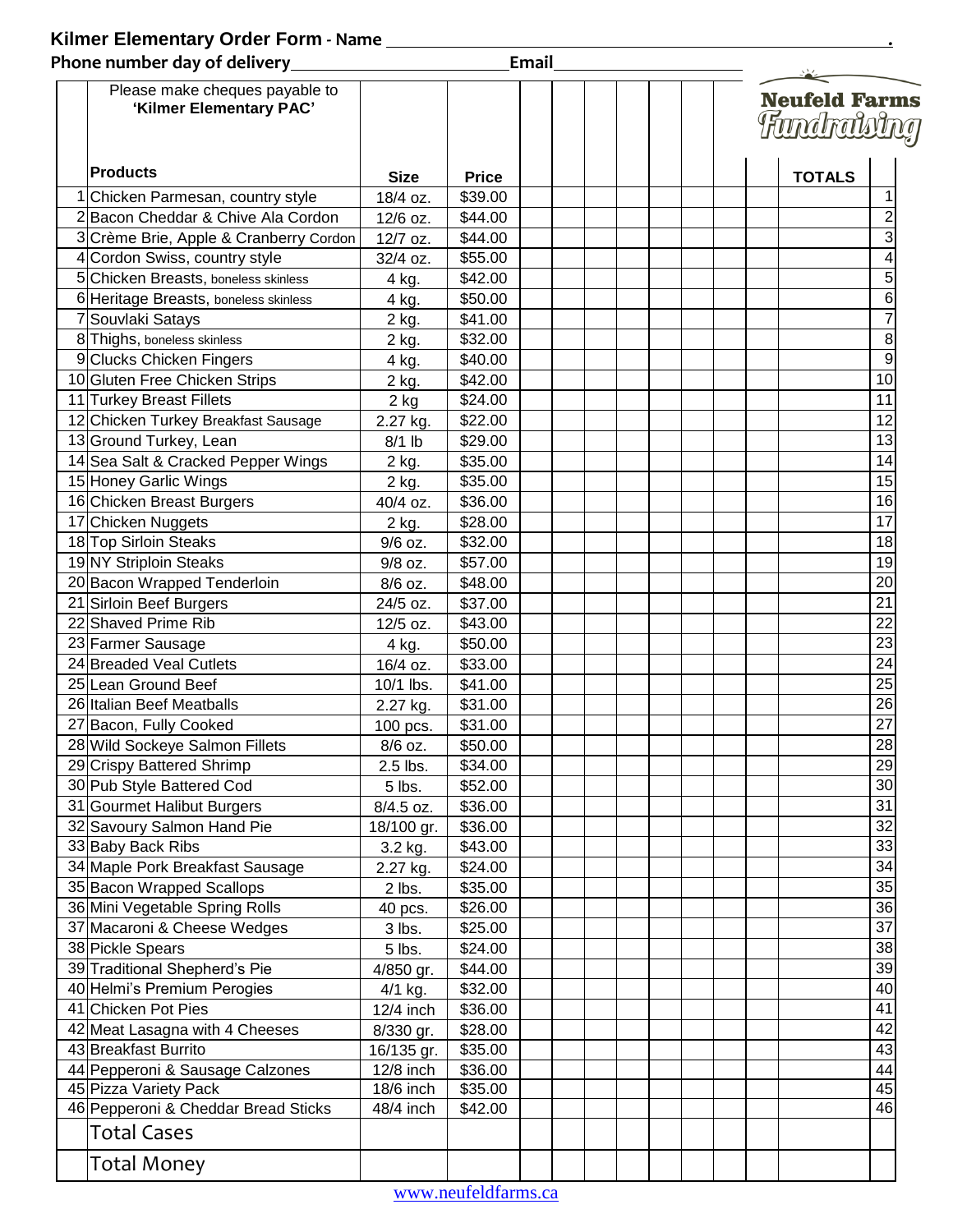**Kilmer Elementary Order Form** - **Name** ______________________________________________.

**Phone number day of delivery**______________________ **Email**____________________

Neufeld Farms Fundraising

|  | Please make cheques payable to **'Kilmer Elementary PAC'** | | | | | | | | | | | | |
|---|---|---|---|---|---|---|---|---|---|---|---|---|---|
|  | **Products** | **Size** | **Price** | | | | | | | | | **TOTALS** | |
| 1 | Chicken Parmesan, country style | 18/4 oz. | $39.00 | | | | | | | | | | 1 |
| 2 | Bacon Cheddar & Chive Ala Cordon | 12/6 oz. | $44.00 | | | | | | | | | | 2 |
| 3 | Crème Brie, Apple & Cranberry Cordon | 12/7 oz. | $44.00 | | | | | | | | | | 3 |
| 4 | Cordon Swiss, country style | 32/4 oz. | $55.00 | | | | | | | | | | 4 |
| 5 | Chicken Breasts, boneless skinless | 4 kg. | $42.00 | | | | | | | | | | 5 |
| 6 | Heritage Breasts, boneless skinless | 4 kg. | $50.00 | | | | | | | | | | 6 |
| 7 | Souvlaki Satays | 2 kg. | $41.00 | | | | | | | | | | 7 |
| 8 | Thighs, boneless skinless | 2 kg. | $32.00 | | | | | | | | | | 8 |
| 9 | Clucks Chicken Fingers | 4 kg. | $40.00 | | | | | | | | | | 9 |
| 10 | Gluten Free Chicken Strips | 2 kg. | $42.00 | | | | | | | | | | 10 |
| 11 | Turkey Breast Fillets | 2 kg | $24.00 | | | | | | | | | | 11 |
| 12 | Chicken Turkey Breakfast Sausage | 2.27 kg. | $22.00 | | | | | | | | | | 12 |
| 13 | Ground Turkey, Lean | 8/1 lb | $29.00 | | | | | | | | | | 13 |
| 14 | Sea Salt & Cracked Pepper Wings | 2 kg. | $35.00 | | | | | | | | | | 14 |
| 15 | Honey Garlic Wings | 2 kg. | $35.00 | | | | | | | | | | 15 |
| 16 | Chicken Breast Burgers | 40/4 oz. | $36.00 | | | | | | | | | | 16 |
| 17 | Chicken Nuggets | 2 kg. | $28.00 | | | | | | | | | | 17 |
| 18 | Top Sirloin Steaks | 9/6 oz. | $32.00 | | | | | | | | | | 18 |
| 19 | NY Striploin Steaks | 9/8 oz. | $57.00 | | | | | | | | | | 19 |
| 20 | Bacon Wrapped Tenderloin | 8/6 oz. | $48.00 | | | | | | | | | | 20 |
| 21 | Sirloin Beef Burgers | 24/5 oz. | $37.00 | | | | | | | | | | 21 |
| 22 | Shaved Prime Rib | 12/5 oz. | $43.00 | | | | | | | | | | 22 |
| 23 | Farmer Sausage | 4 kg. | $50.00 | | | | | | | | | | 23 |
| 24 | Breaded Veal Cutlets | 16/4 oz. | $33.00 | | | | | | | | | | 24 |
| 25 | Lean Ground Beef | 10/1 lbs. | $41.00 | | | | | | | | | | 25 |
| 26 | Italian Beef Meatballs | 2.27 kg. | $31.00 | | | | | | | | | | 26 |
| 27 | Bacon, Fully Cooked | 100 pcs. | $31.00 | | | | | | | | | | 27 |
| 28 | Wild Sockeye Salmon Fillets | 8/6 oz. | $50.00 | | | | | | | | | | 28 |
| 29 | Crispy Battered Shrimp | 2.5 lbs. | $34.00 | | | | | | | | | | 29 |
| 30 | Pub Style Battered Cod | 5 lbs. | $52.00 | | | | | | | | | | 30 |
| 31 | Gourmet Halibut Burgers | 8/4.5 oz. | $36.00 | | | | | | | | | | 31 |
| 32 | Savoury Salmon Hand Pie | 18/100 gr. | $36.00 | | | | | | | | | | 32 |
| 33 | Baby Back Ribs | 3.2 kg. | $43.00 | | | | | | | | | | 33 |
| 34 | Maple Pork Breakfast Sausage | 2.27 kg. | $24.00 | | | | | | | | | | 34 |
| 35 | Bacon Wrapped Scallops | 2 lbs. | $35.00 | | | | | | | | | | 35 |
| 36 | Mini Vegetable Spring Rolls | 40 pcs. | $26.00 | | | | | | | | | | 36 |
| 37 | Macaroni & Cheese Wedges | 3 lbs. | $25.00 | | | | | | | | | | 37 |
| 38 | Pickle Spears | 5 lbs. | $24.00 | | | | | | | | | | 38 |
| 39 | Traditional Shepherd's Pie | 4/850 gr. | $44.00 | | | | | | | | | | 39 |
| 40 | Helmi's Premium Perogies | 4/1 kg. | $32.00 | | | | | | | | | | 40 |
| 41 | Chicken Pot Pies | 12/4 inch | $36.00 | | | | | | | | | | 41 |
| 42 | Meat Lasagna with 4 Cheeses | 8/330 gr. | $28.00 | | | | | | | | | | 42 |
| 43 | Breakfast Burrito | 16/135 gr. | $35.00 | | | | | | | | | | 43 |
| 44 | Pepperoni & Sausage Calzones | 12/8 inch | $36.00 | | | | | | | | | | 44 |
| 45 | Pizza Variety Pack | 18/6 inch | $35.00 | | | | | | | | | | 45 |
| 46 | Pepperoni & Cheddar Bread Sticks | 48/4 inch | $42.00 | | | | | | | | | | 46 |
|  | Total Cases | | | | | | | | | | | | |
|  | Total Money | | | | | | | | | | | | |

www.neufeldfarms.ca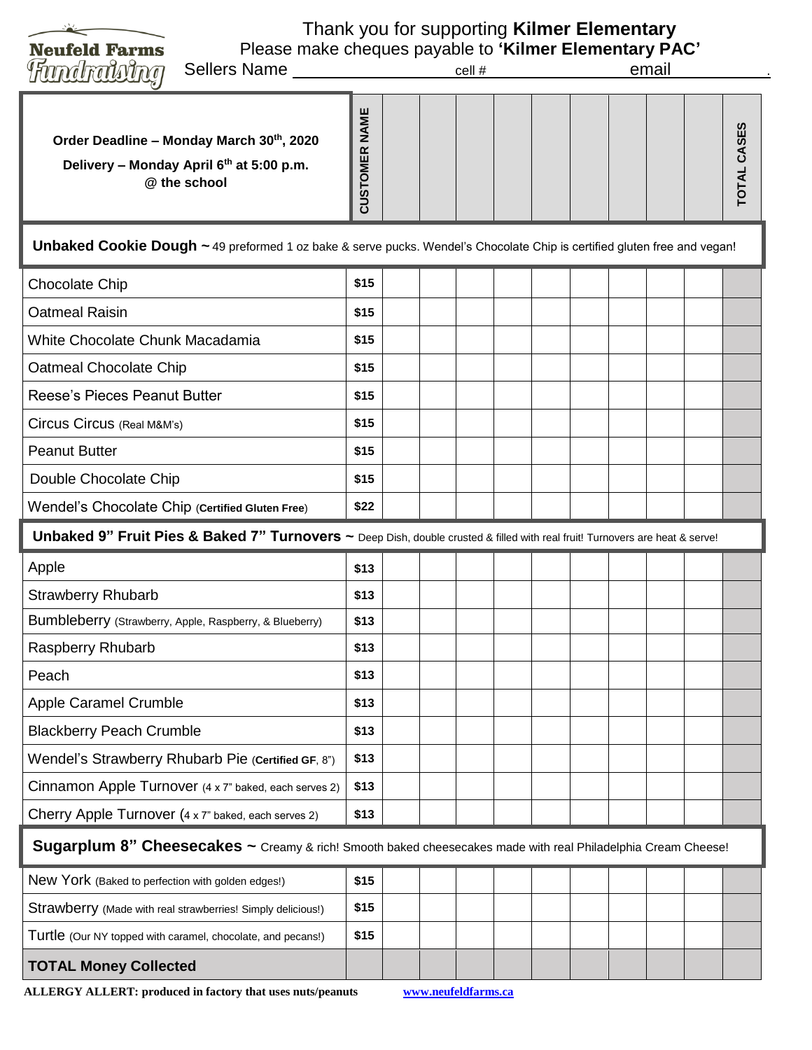Neufeld Farms Fundraising

Thank you for supporting **Kilmer Elementary**

Please make cheques payable to **'Kilmer Elementary PAC'**

Sellers Name ________________ cell # ________________ email ________________.

| **Order Deadline – Monday March 30th, 2020** **Delivery – Monday April 6th at 5:00 p.m. @ the school** | **CUSTOMER NAME** | | | | | | | | | | **TOTAL CASES** |
|---|---|---|---|---|---|---|---|---|---|---|---|
| **Unbaked Cookie Dough ~** 49 preformed 1 oz bake & serve pucks. Wendel's Chocolate Chip is certified gluten free and vegan! | | | | | | | | | | | |
| Chocolate Chip | $15 | | | | | | | | | | |
| Oatmeal Raisin | $15 | | | | | | | | | | |
| White Chocolate Chunk Macadamia | $15 | | | | | | | | | | |
| Oatmeal Chocolate Chip | $15 | | | | | | | | | | |
| Reese's Pieces Peanut Butter | $15 | | | | | | | | | | |
| Circus Circus (Real M&M's) | $15 | | | | | | | | | | |
| Peanut Butter | $15 | | | | | | | | | | |
| Double Chocolate Chip | $15 | | | | | | | | | | |
| Wendel's Chocolate Chip (**Certified Gluten Free**) | $22 | | | | | | | | | | |
| **Unbaked 9" Fruit Pies & Baked 7" Turnovers ~** Deep Dish, double crusted & filled with real fruit! Turnovers are heat & serve! | | | | | | | | | | | |
| Apple | $13 | | | | | | | | | | |
| Strawberry Rhubarb | $13 | | | | | | | | | | |
| Bumbleberry (Strawberry, Apple, Raspberry, & Blueberry) | $13 | | | | | | | | | | |
| Raspberry Rhubarb | $13 | | | | | | | | | | |
| Peach | $13 | | | | | | | | | | |
| Apple Caramel Crumble | $13 | | | | | | | | | | |
| Blackberry Peach Crumble | $13 | | | | | | | | | | |
| Wendel's Strawberry Rhubarb Pie (**Certified GF**, 8") | $13 | | | | | | | | | | |
| Cinnamon Apple Turnover (4 x 7" baked, each serves 2) | $13 | | | | | | | | | | |
| Cherry Apple Turnover (4 x 7" baked, each serves 2) | $13 | | | | | | | | | | |
| **Sugarplum 8" Cheesecakes ~** Creamy & rich! Smooth baked cheesecakes made with real Philadelphia Cream Cheese! | | | | | | | | | | | |
| New York (Baked to perfection with golden edges!) | $15 | | | | | | | | | | |
| Strawberry (Made with real strawberries! Simply delicious!) | $15 | | | | | | | | | | |
| Turtle (Our NY topped with caramel, chocolate, and pecans!) | $15 | | | | | | | | | | |
| **TOTAL Money Collected** | | | | | | | | | | | |

**ALLERGY ALLERT: produced in factory that uses nuts/peanuts** www.neufeldfarms.ca